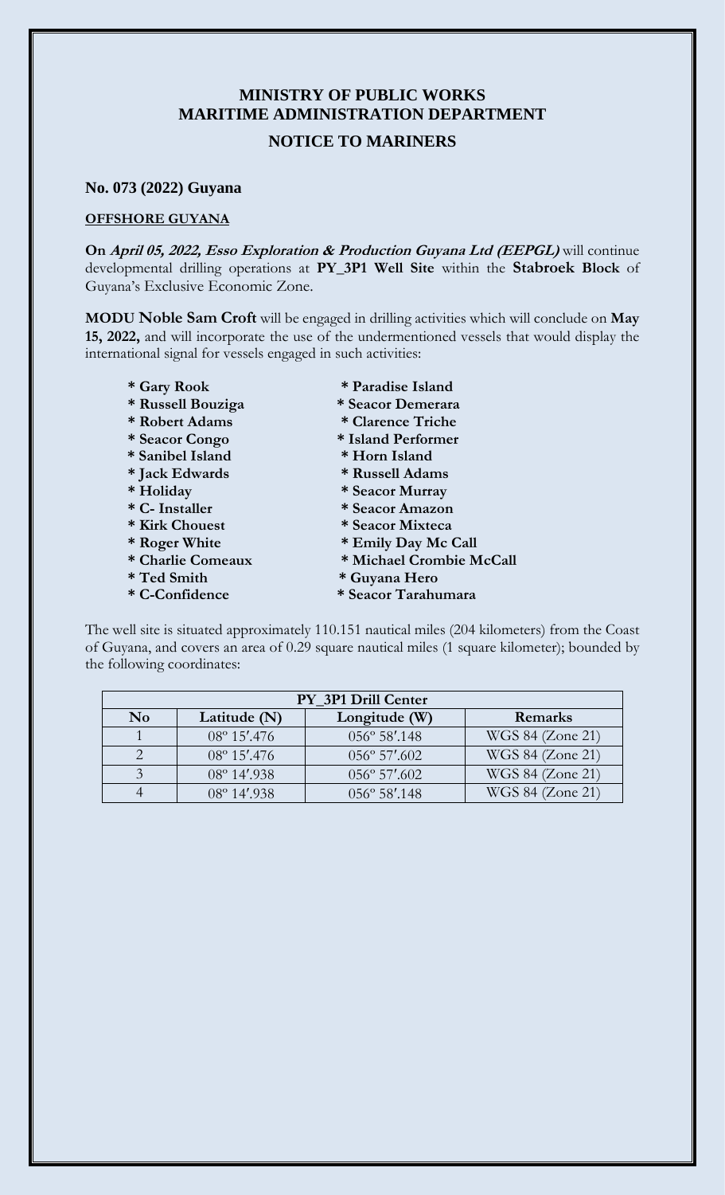# MINISTRY OF PUBLIC WORKS
# MARITIME ADMINISTRATION DEPARTMENT
## NOTICE TO MARINERS

### No. 073 (2022) Guyana

**OFFSHORE GUYANA**

**On *April 05, 2022, Esso Exploration & Production Guyana Ltd (EEPGL)*** will continue developmental drilling operations at **PY_3P1 Well Site** within the **Stabroek Block** of Guyana's Exclusive Economic Zone.

**MODU Noble Sam Croft** will be engaged in drilling activities which will conclude on **May 15, 2022,** and will incorporate the use of the undermentioned vessels that would display the international signal for vessels engaged in such activities:

- **Gary Rook**
- **Russell Bouziga**
- **Robert Adams**
- **Seacor Congo**
- **Sanibel Island**
- **Jack Edwards**
- **Holiday**
- **C- Installer**
- **Kirk Chouest**
- **Roger White**
- **Charlie Comeaux**
- **Ted Smith**
- **C-Confidence**
- **Paradise Island**
- **Seacor Demerara**
- **Clarence Triche**
- **Island Performer**
- **Horn Island**
- **Russell Adams**
- **Seacor Murray**
- **Seacor Amazon**
- **Seacor Mixteca**
- **Emily Day Mc Call**
- **Michael Crombie McCall**
- **Guyana Hero**
- **Seacor Tarahumara**

The well site is situated approximately 110.151 nautical miles (204 kilometers) from the Coast of Guyana, and covers an area of 0.29 square nautical miles (1 square kilometer); bounded by the following coordinates:

| PY_3P1 Drill Center | | | |
|---|---|---|---|
| **No** | **Latitude (N)** | **Longitude (W)** | **Remarks** |
| 1 | 08º 15′.476 | 056º 58′.148 | WGS 84 (Zone 21) |
| 2 | 08º 15′.476 | 056º 57′.602 | WGS 84 (Zone 21) |
| 3 | 08º 14′.938 | 056º 57′.602 | WGS 84 (Zone 21) |
| 4 | 08º 14′.938 | 056º 58′.148 | WGS 84 (Zone 21) |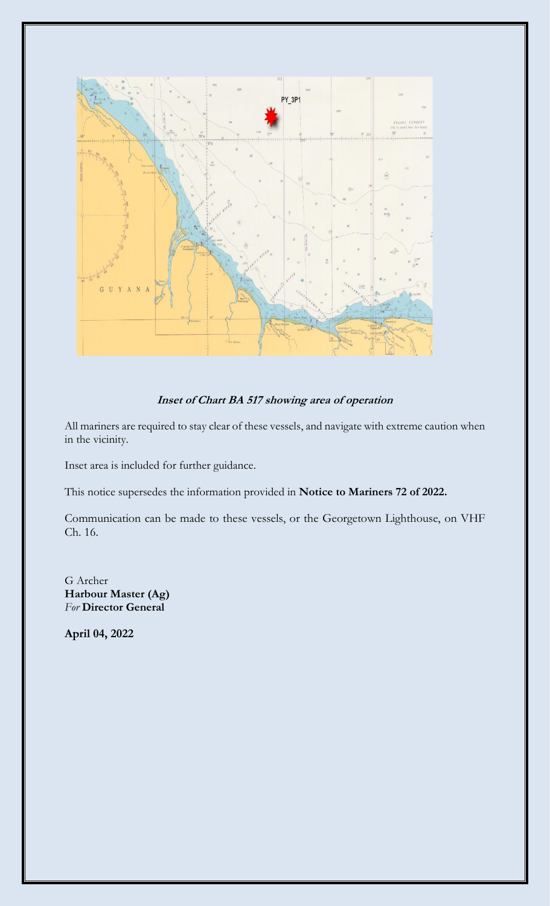PY_3P1

GUYANA

***Inset of Chart BA 517 showing area of operation***

All mariners are required to stay clear of these vessels, and navigate with extreme caution when in the vicinity.

Inset area is included for further guidance.

This notice supersedes the information provided in **Notice to Mariners 72 of 2022.**

Communication can be made to these vessels, or the Georgetown Lighthouse, on VHF Ch. 16.

G Archer
**Harbour Master (Ag)**
*For* **Director General**

**April 04, 2022**